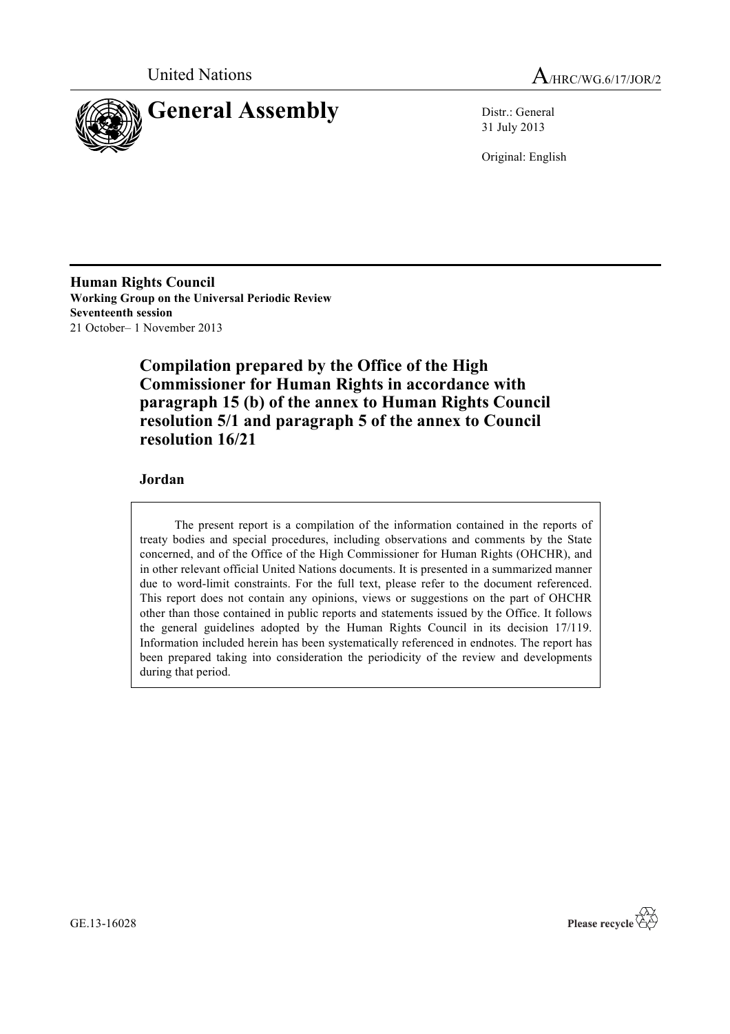United Nations

A/HRC/WG.6/17/JOR/2

# General Assembly

Distr.: General
31 July 2013

Original: English

**Human Rights Council**
**Working Group on the Universal Periodic Review**
**Seventeenth session**
21 October– 1 November 2013

## Compilation prepared by the Office of the High Commissioner for Human Rights in accordance with paragraph 15 (b) of the annex to Human Rights Council resolution 5/1 and paragraph 5 of the annex to Council resolution 16/21

### Jordan

The present report is a compilation of the information contained in the reports of treaty bodies and special procedures, including observations and comments by the State concerned, and of the Office of the High Commissioner for Human Rights (OHCHR), and in other relevant official United Nations documents. It is presented in a summarized manner due to word-limit constraints. For the full text, please refer to the document referenced. This report does not contain any opinions, views or suggestions on the part of OHCHR other than those contained in public reports and statements issued by the Office. It follows the general guidelines adopted by the Human Rights Council in its decision 17/119. Information included herein has been systematically referenced in endnotes. The report has been prepared taking into consideration the periodicity of the review and developments during that period.

GE.13-16028

Please recycle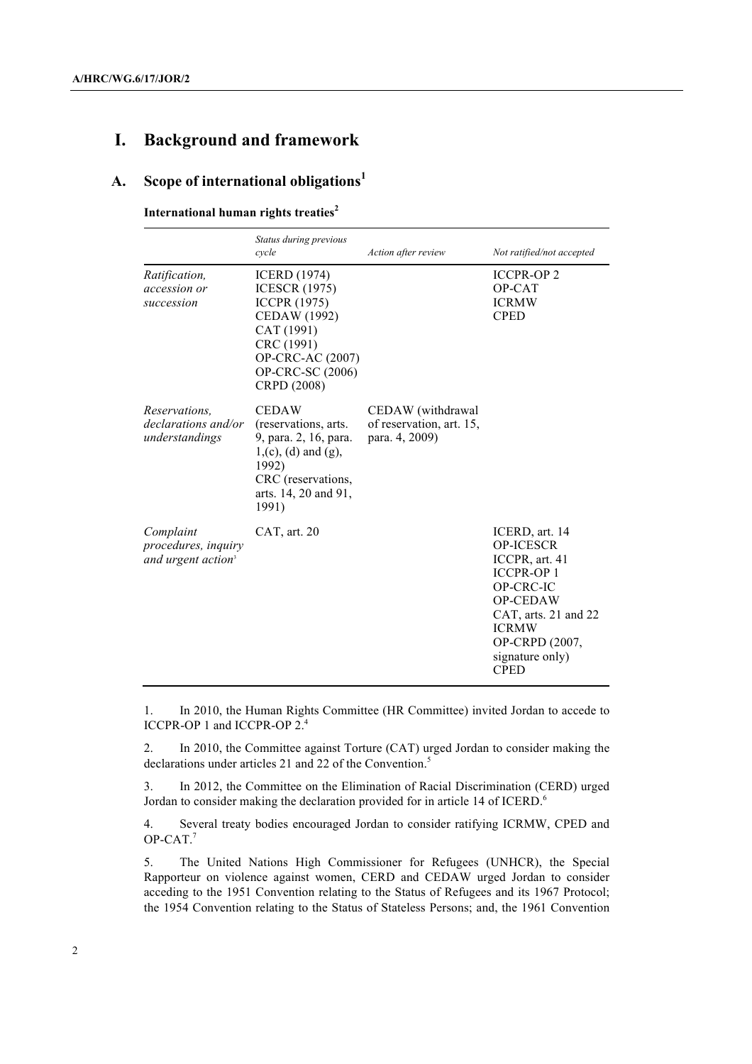# I. Background and framework

## A. Scope of international obligations[1]

**International human rights treaties[2]**

| | *Status during previous cycle* | *Action after review* | *Not ratified/not accepted* |
|---|---|---|---|
| *Ratification, accession or succession* | ICERD (1974)<br>ICESCR (1975)<br>ICCPR (1975)<br>CEDAW (1992)<br>CAT (1991)<br>CRC (1991)<br>OP-CRC-AC (2007)<br>OP-CRC-SC (2006)<br>CRPD (2008) | | ICCPR-OP 2<br>OP-CAT<br>ICRMW<br>CPED |
| *Reservations, declarations and/or understandings* | CEDAW (reservations, arts. 9, para. 2, 16, para. 1,(c), (d) and (g), 1992)<br>CRC (reservations, arts. 14, 20 and 91, 1991) | CEDAW (withdrawal of reservation, art. 15, para. 4, 2009) | |
| *Complaint procedures, inquiry and urgent action*[3] | CAT, art. 20 | | ICERD, art. 14<br>OP-ICESCR<br>ICCPR, art. 41<br>ICCPR-OP 1<br>OP-CRC-IC<br>OP-CEDAW<br>CAT, arts. 21 and 22<br>ICRMW<br>OP-CRPD (2007, signature only)<br>CPED |

1. In 2010, the Human Rights Committee (HR Committee) invited Jordan to accede to ICCPR-OP 1 and ICCPR-OP 2.[4]

2. In 2010, the Committee against Torture (CAT) urged Jordan to consider making the declarations under articles 21 and 22 of the Convention.[5]

3. In 2012, the Committee on the Elimination of Racial Discrimination (CERD) urged Jordan to consider making the declaration provided for in article 14 of ICERD.[6]

4. Several treaty bodies encouraged Jordan to consider ratifying ICRMW, CPED and OP-CAT.[7]

5. The United Nations High Commissioner for Refugees (UNHCR), the Special Rapporteur on violence against women, CERD and CEDAW urged Jordan to consider acceding to the 1951 Convention relating to the Status of Refugees and its 1967 Protocol; the 1954 Convention relating to the Status of Stateless Persons; and, the 1961 Convention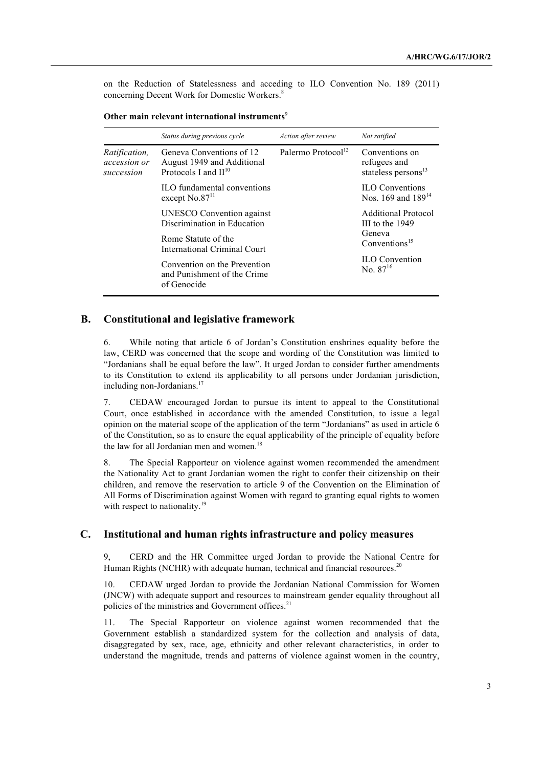on the Reduction of Statelessness and acceding to ILO Convention No. 189 (2011) concerning Decent Work for Domestic Workers.[8]

**Other main relevant international instruments**[9]

| | *Status during previous cycle* | *Action after review* | *Not ratified* |
|---|---|---|---|
| *Ratification, accession or succession* | Geneva Conventions of 12 August 1949 and Additional Protocols I and II[10]<br><br>ILO fundamental conventions except No.87[11]<br><br>UNESCO Convention against Discrimination in Education<br><br>Rome Statute of the International Criminal Court<br><br>Convention on the Prevention and Punishment of the Crime of Genocide | Palermo Protocol[12] | Conventions on refugees and stateless persons[13]<br><br>ILO Conventions Nos. 169 and 189[14]<br><br>Additional Protocol III to the 1949 Geneva Conventions[15]<br><br>ILO Convention No. 87[16] |

## B. Constitutional and legislative framework

6. While noting that article 6 of Jordan's Constitution enshrines equality before the law, CERD was concerned that the scope and wording of the Constitution was limited to "Jordanians shall be equal before the law". It urged Jordan to consider further amendments to its Constitution to extend its applicability to all persons under Jordanian jurisdiction, including non-Jordanians.[17]

7. CEDAW encouraged Jordan to pursue its intent to appeal to the Constitutional Court, once established in accordance with the amended Constitution, to issue a legal opinion on the material scope of the application of the term "Jordanians" as used in article 6 of the Constitution, so as to ensure the equal applicability of the principle of equality before the law for all Jordanian men and women.[18]

8. The Special Rapporteur on violence against women recommended the amendment the Nationality Act to grant Jordanian women the right to confer their citizenship on their children, and remove the reservation to article 9 of the Convention on the Elimination of All Forms of Discrimination against Women with regard to granting equal rights to women with respect to nationality.[19]

## C. Institutional and human rights infrastructure and policy measures

9, CERD and the HR Committee urged Jordan to provide the National Centre for Human Rights (NCHR) with adequate human, technical and financial resources.[20]

10. CEDAW urged Jordan to provide the Jordanian National Commission for Women (JNCW) with adequate support and resources to mainstream gender equality throughout all policies of the ministries and Government offices.[21]

11. The Special Rapporteur on violence against women recommended that the Government establish a standardized system for the collection and analysis of data, disaggregated by sex, race, age, ethnicity and other relevant characteristics, in order to understand the magnitude, trends and patterns of violence against women in the country,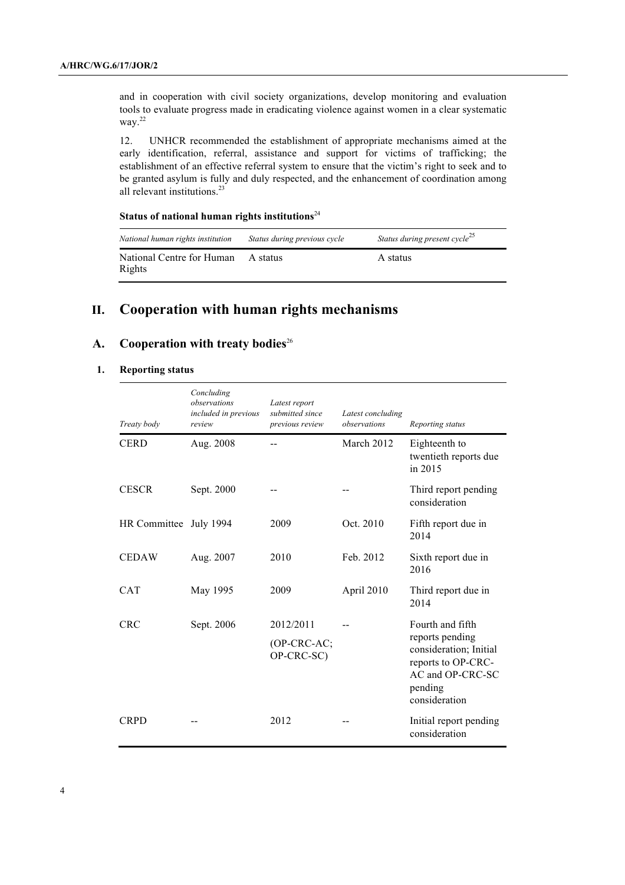and in cooperation with civil society organizations, develop monitoring and evaluation tools to evaluate progress made in eradicating violence against women in a clear systematic way.[22]

12. UNHCR recommended the establishment of appropriate mechanisms aimed at the early identification, referral, assistance and support for victims of trafficking; the establishment of an effective referral system to ensure that the victim's right to seek and to be granted asylum is fully and duly respected, and the enhancement of coordination among all relevant institutions.[23]

**Status of national human rights institutions**[24]

| *National human rights institution* | *Status during previous cycle* | *Status during present cycle*[25] |
| --- | --- | --- |
| National Centre for Human Rights | A status | A status |

## II. Cooperation with human rights mechanisms

### A. Cooperation with treaty bodies[26]

#### 1. Reporting status

| *Treaty body* | *Concluding observations included in previous review* | *Latest report submitted since previous review* | *Latest concluding observations* | *Reporting status* |
| --- | --- | --- | --- | --- |
| CERD | Aug. 2008 | -- | March 2012 | Eighteenth to twentieth reports due in 2015 |
| CESCR | Sept. 2000 | -- | -- | Third report pending consideration |
| HR Committee | July 1994 | 2009 | Oct. 2010 | Fifth report due in 2014 |
| CEDAW | Aug. 2007 | 2010 | Feb. 2012 | Sixth report due in 2016 |
| CAT | May 1995 | 2009 | April 2010 | Third report due in 2014 |
| CRC | Sept. 2006 | 2012/2011 (OP-CRC-AC; OP-CRC-SC) | -- | Fourth and fifth reports pending consideration; Initial reports to OP-CRC-AC and OP-CRC-SC pending consideration |
| CRPD | -- | 2012 | -- | Initial report pending consideration |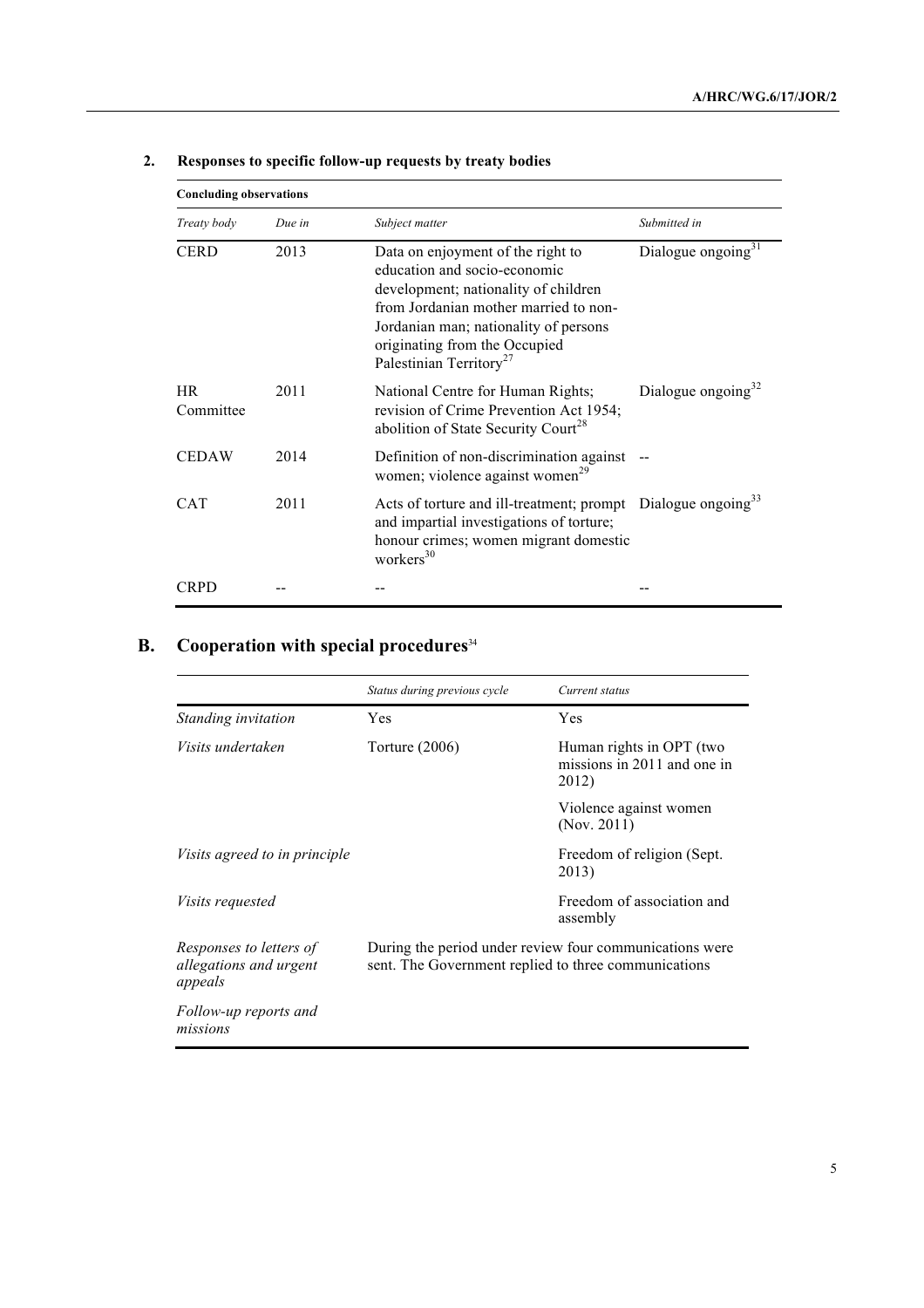### 2. Responses to specific follow-up requests by treaty bodies

**Concluding observations**

| *Treaty body* | *Due in* | *Subject matter* | *Submitted in* |
|---|---|---|---|
| CERD | 2013 | Data on enjoyment of the right to education and socio-economic development; nationality of children from Jordanian mother married to non-Jordanian man; nationality of persons originating from the Occupied Palestinian Territory[27] | Dialogue ongoing[31] |
| HR Committee | 2011 | National Centre for Human Rights; revision of Crime Prevention Act 1954; abolition of State Security Court[28] | Dialogue ongoing[32] |
| CEDAW | 2014 | Definition of non-discrimination against women; violence against women[29] | -- |
| CAT | 2011 | Acts of torture and ill-treatment; prompt and impartial investigations of torture; honour crimes; women migrant domestic workers[30] | Dialogue ongoing[33] |
| CRPD | -- | -- | -- |

## B. Cooperation with special procedures[34]

| | *Status during previous cycle* | *Current status* |
|---|---|---|
| *Standing invitation* | Yes | Yes |
| *Visits undertaken* | Torture (2006) | Human rights in OPT (two missions in 2011 and one in 2012) |
| | | Violence against women (Nov. 2011) |
| *Visits agreed to in principle* | | Freedom of religion (Sept. 2013) |
| *Visits requested* | | Freedom of association and assembly |
| *Responses to letters of allegations and urgent appeals* | During the period under review four communications were sent. The Government replied to three communications | |
| *Follow-up reports and missions* | | |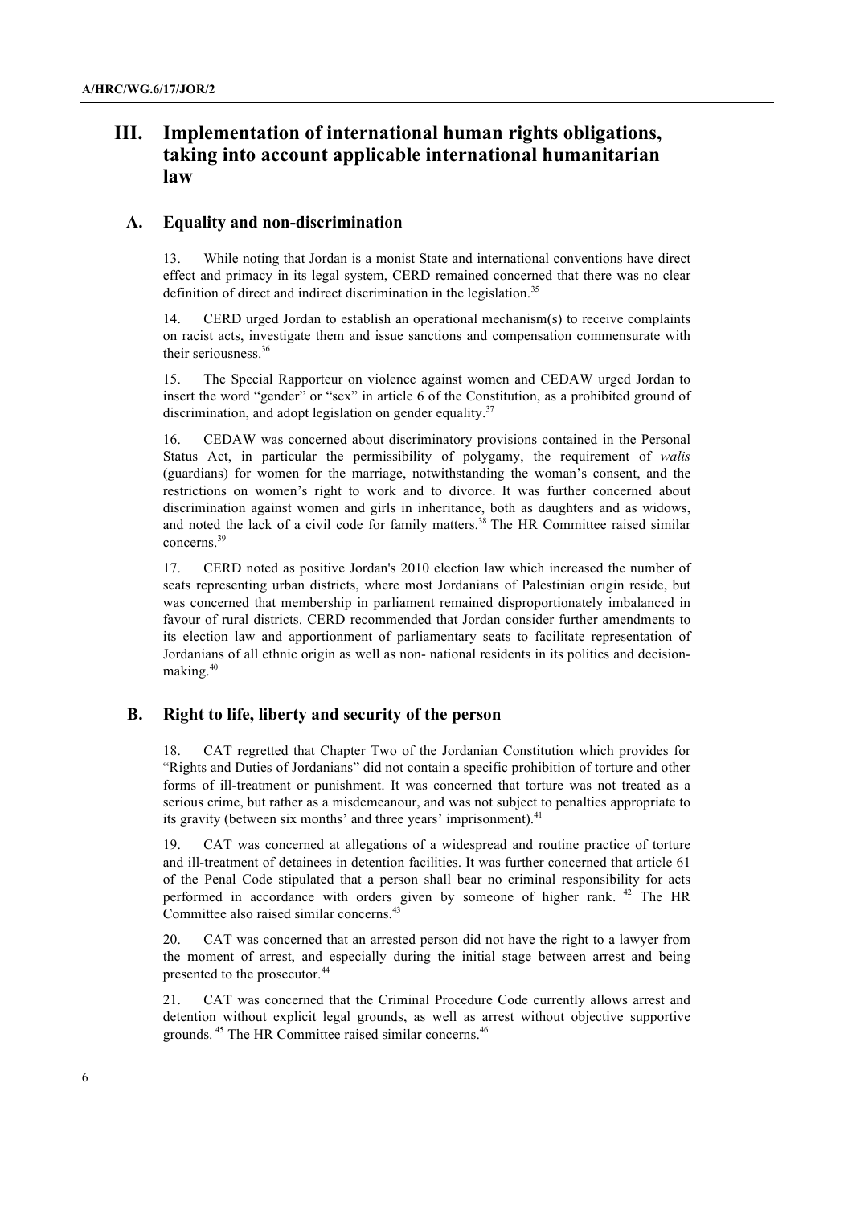# III. Implementation of international human rights obligations, taking into account applicable international humanitarian law

## A. Equality and non-discrimination

13. While noting that Jordan is a monist State and international conventions have direct effect and primacy in its legal system, CERD remained concerned that there was no clear definition of direct and indirect discrimination in the legislation.[35]

14. CERD urged Jordan to establish an operational mechanism(s) to receive complaints on racist acts, investigate them and issue sanctions and compensation commensurate with their seriousness.[36]

15. The Special Rapporteur on violence against women and CEDAW urged Jordan to insert the word "gender" or "sex" in article 6 of the Constitution, as a prohibited ground of discrimination, and adopt legislation on gender equality.[37]

16. CEDAW was concerned about discriminatory provisions contained in the Personal Status Act, in particular the permissibility of polygamy, the requirement of *walis* (guardians) for women for the marriage, notwithstanding the woman's consent, and the restrictions on women's right to work and to divorce. It was further concerned about discrimination against women and girls in inheritance, both as daughters and as widows, and noted the lack of a civil code for family matters.[38] The HR Committee raised similar concerns.[39]

17. CERD noted as positive Jordan's 2010 election law which increased the number of seats representing urban districts, where most Jordanians of Palestinian origin reside, but was concerned that membership in parliament remained disproportionately imbalanced in favour of rural districts. CERD recommended that Jordan consider further amendments to its election law and apportionment of parliamentary seats to facilitate representation of Jordanians of all ethnic origin as well as non- national residents in its politics and decision-making.[40]

## B. Right to life, liberty and security of the person

18. CAT regretted that Chapter Two of the Jordanian Constitution which provides for "Rights and Duties of Jordanians" did not contain a specific prohibition of torture and other forms of ill-treatment or punishment. It was concerned that torture was not treated as a serious crime, but rather as a misdemeanour, and was not subject to penalties appropriate to its gravity (between six months' and three years' imprisonment).[41]

19. CAT was concerned at allegations of a widespread and routine practice of torture and ill-treatment of detainees in detention facilities. It was further concerned that article 61 of the Penal Code stipulated that a person shall bear no criminal responsibility for acts performed in accordance with orders given by someone of higher rank.[42] The HR Committee also raised similar concerns.[43]

20. CAT was concerned that an arrested person did not have the right to a lawyer from the moment of arrest, and especially during the initial stage between arrest and being presented to the prosecutor.[44]

21. CAT was concerned that the Criminal Procedure Code currently allows arrest and detention without explicit legal grounds, as well as arrest without objective supportive grounds.[45] The HR Committee raised similar concerns.[46]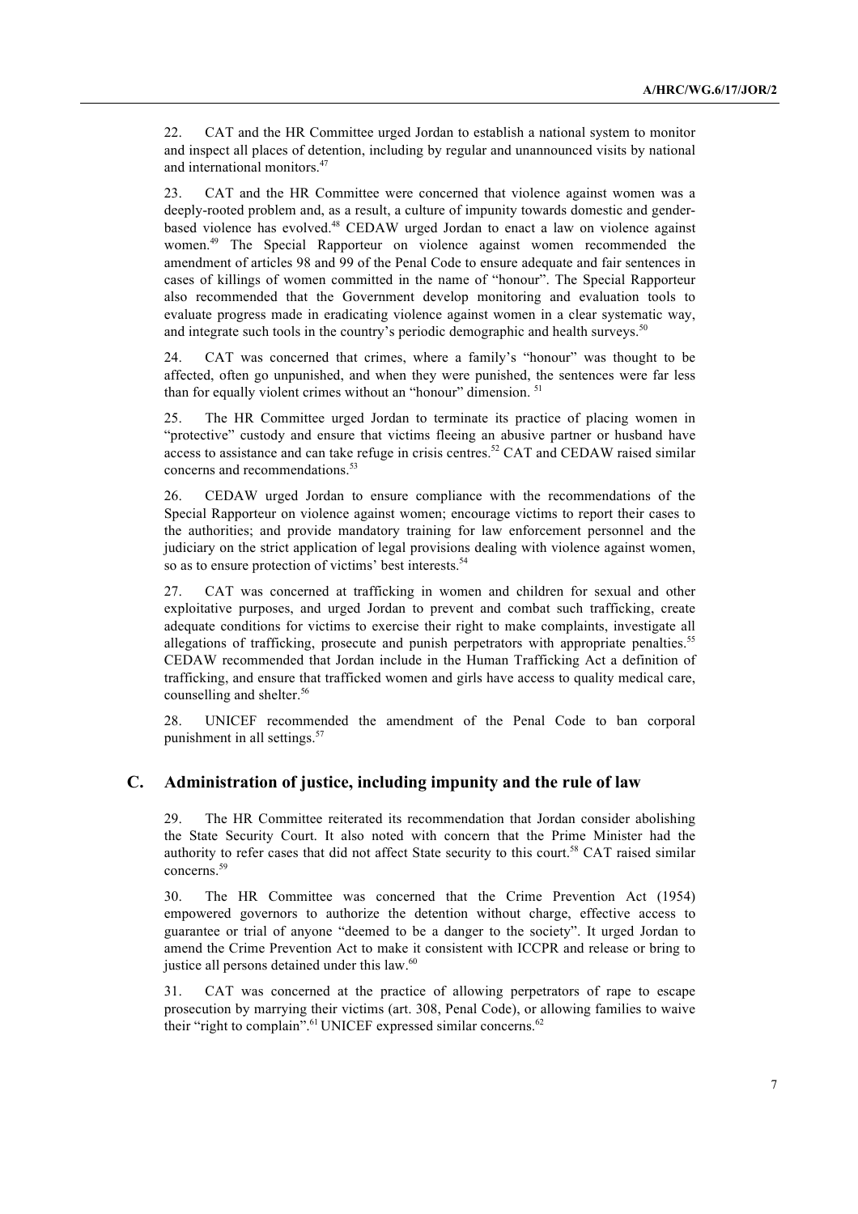22. CAT and the HR Committee urged Jordan to establish a national system to monitor and inspect all places of detention, including by regular and unannounced visits by national and international monitors.[47]

23. CAT and the HR Committee were concerned that violence against women was a deeply-rooted problem and, as a result, a culture of impunity towards domestic and gender-based violence has evolved.[48] CEDAW urged Jordan to enact a law on violence against women.[49] The Special Rapporteur on violence against women recommended the amendment of articles 98 and 99 of the Penal Code to ensure adequate and fair sentences in cases of killings of women committed in the name of "honour". The Special Rapporteur also recommended that the Government develop monitoring and evaluation tools to evaluate progress made in eradicating violence against women in a clear systematic way, and integrate such tools in the country's periodic demographic and health surveys.[50]

24. CAT was concerned that crimes, where a family's "honour" was thought to be affected, often go unpunished, and when they were punished, the sentences were far less than for equally violent crimes without an "honour" dimension.[51]

25. The HR Committee urged Jordan to terminate its practice of placing women in "protective" custody and ensure that victims fleeing an abusive partner or husband have access to assistance and can take refuge in crisis centres.[52] CAT and CEDAW raised similar concerns and recommendations.[53]

26. CEDAW urged Jordan to ensure compliance with the recommendations of the Special Rapporteur on violence against women; encourage victims to report their cases to the authorities; and provide mandatory training for law enforcement personnel and the judiciary on the strict application of legal provisions dealing with violence against women, so as to ensure protection of victims' best interests.[54]

27. CAT was concerned at trafficking in women and children for sexual and other exploitative purposes, and urged Jordan to prevent and combat such trafficking, create adequate conditions for victims to exercise their right to make complaints, investigate all allegations of trafficking, prosecute and punish perpetrators with appropriate penalties.[55] CEDAW recommended that Jordan include in the Human Trafficking Act a definition of trafficking, and ensure that trafficked women and girls have access to quality medical care, counselling and shelter.[56]

28. UNICEF recommended the amendment of the Penal Code to ban corporal punishment in all settings.[57]

## C. Administration of justice, including impunity and the rule of law

29. The HR Committee reiterated its recommendation that Jordan consider abolishing the State Security Court. It also noted with concern that the Prime Minister had the authority to refer cases that did not affect State security to this court.[58] CAT raised similar concerns.[59]

30. The HR Committee was concerned that the Crime Prevention Act (1954) empowered governors to authorize the detention without charge, effective access to guarantee or trial of anyone "deemed to be a danger to the society". It urged Jordan to amend the Crime Prevention Act to make it consistent with ICCPR and release or bring to justice all persons detained under this law.[60]

31. CAT was concerned at the practice of allowing perpetrators of rape to escape prosecution by marrying their victims (art. 308, Penal Code), or allowing families to waive their "right to complain".[61] UNICEF expressed similar concerns.[62]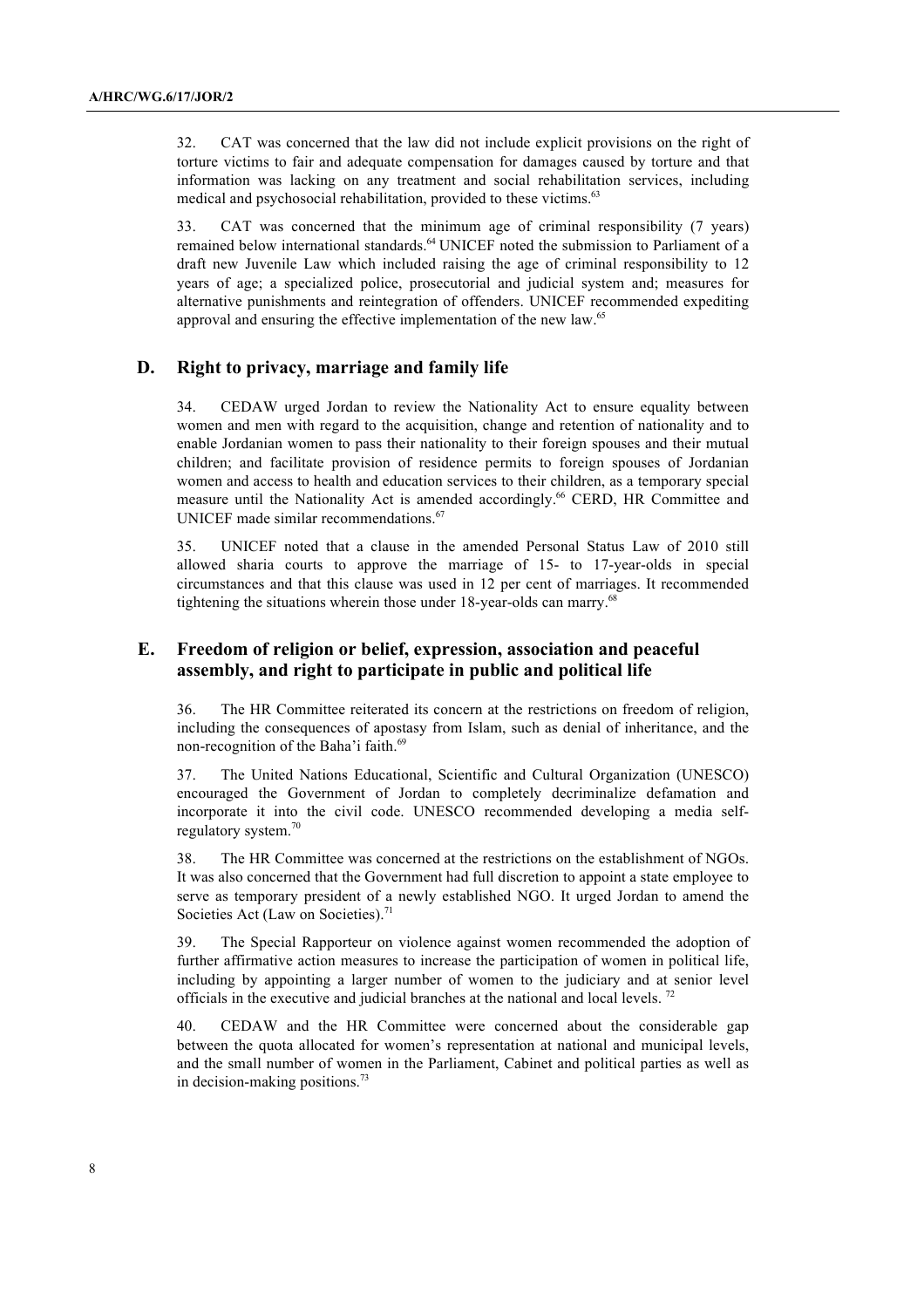32. CAT was concerned that the law did not include explicit provisions on the right of torture victims to fair and adequate compensation for damages caused by torture and that information was lacking on any treatment and social rehabilitation services, including medical and psychosocial rehabilitation, provided to these victims.[63]

33. CAT was concerned that the minimum age of criminal responsibility (7 years) remained below international standards.[64] UNICEF noted the submission to Parliament of a draft new Juvenile Law which included raising the age of criminal responsibility to 12 years of age; a specialized police, prosecutorial and judicial system and; measures for alternative punishments and reintegration of offenders. UNICEF recommended expediting approval and ensuring the effective implementation of the new law.[65]

## D. Right to privacy, marriage and family life

34. CEDAW urged Jordan to review the Nationality Act to ensure equality between women and men with regard to the acquisition, change and retention of nationality and to enable Jordanian women to pass their nationality to their foreign spouses and their mutual children; and facilitate provision of residence permits to foreign spouses of Jordanian women and access to health and education services to their children, as a temporary special measure until the Nationality Act is amended accordingly.[66] CERD, HR Committee and UNICEF made similar recommendations.[67]

35. UNICEF noted that a clause in the amended Personal Status Law of 2010 still allowed sharia courts to approve the marriage of 15- to 17-year-olds in special circumstances and that this clause was used in 12 per cent of marriages. It recommended tightening the situations wherein those under 18-year-olds can marry.[68]

## E. Freedom of religion or belief, expression, association and peaceful assembly, and right to participate in public and political life

36. The HR Committee reiterated its concern at the restrictions on freedom of religion, including the consequences of apostasy from Islam, such as denial of inheritance, and the non-recognition of the Baha'i faith.[69]

37. The United Nations Educational, Scientific and Cultural Organization (UNESCO) encouraged the Government of Jordan to completely decriminalize defamation and incorporate it into the civil code. UNESCO recommended developing a media self-regulatory system.[70]

38. The HR Committee was concerned at the restrictions on the establishment of NGOs. It was also concerned that the Government had full discretion to appoint a state employee to serve as temporary president of a newly established NGO. It urged Jordan to amend the Societies Act (Law on Societies).[71]

39. The Special Rapporteur on violence against women recommended the adoption of further affirmative action measures to increase the participation of women in political life, including by appointing a larger number of women to the judiciary and at senior level officials in the executive and judicial branches at the national and local levels.[72]

40. CEDAW and the HR Committee were concerned about the considerable gap between the quota allocated for women's representation at national and municipal levels, and the small number of women in the Parliament, Cabinet and political parties as well as in decision-making positions.[73]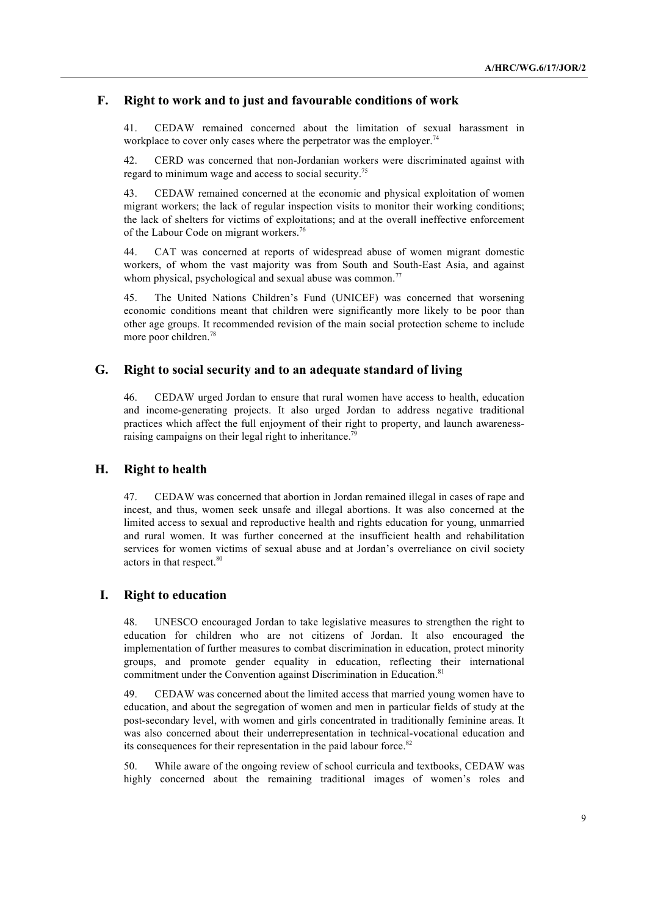## F. Right to work and to just and favourable conditions of work

41. CEDAW remained concerned about the limitation of sexual harassment in workplace to cover only cases where the perpetrator was the employer.[74]

42. CERD was concerned that non-Jordanian workers were discriminated against with regard to minimum wage and access to social security.[75]

43. CEDAW remained concerned at the economic and physical exploitation of women migrant workers; the lack of regular inspection visits to monitor their working conditions; the lack of shelters for victims of exploitations; and at the overall ineffective enforcement of the Labour Code on migrant workers.[76]

44. CAT was concerned at reports of widespread abuse of women migrant domestic workers, of whom the vast majority was from South and South-East Asia, and against whom physical, psychological and sexual abuse was common.[77]

45. The United Nations Children's Fund (UNICEF) was concerned that worsening economic conditions meant that children were significantly more likely to be poor than other age groups. It recommended revision of the main social protection scheme to include more poor children.[78]

## G. Right to social security and to an adequate standard of living

46. CEDAW urged Jordan to ensure that rural women have access to health, education and income-generating projects. It also urged Jordan to address negative traditional practices which affect the full enjoyment of their right to property, and launch awareness-raising campaigns on their legal right to inheritance.[79]

## H. Right to health

47. CEDAW was concerned that abortion in Jordan remained illegal in cases of rape and incest, and thus, women seek unsafe and illegal abortions. It was also concerned at the limited access to sexual and reproductive health and rights education for young, unmarried and rural women. It was further concerned at the insufficient health and rehabilitation services for women victims of sexual abuse and at Jordan's overreliance on civil society actors in that respect.[80]

## I. Right to education

48. UNESCO encouraged Jordan to take legislative measures to strengthen the right to education for children who are not citizens of Jordan. It also encouraged the implementation of further measures to combat discrimination in education, protect minority groups, and promote gender equality in education, reflecting their international commitment under the Convention against Discrimination in Education.[81]

49. CEDAW was concerned about the limited access that married young women have to education, and about the segregation of women and men in particular fields of study at the post-secondary level, with women and girls concentrated in traditionally feminine areas. It was also concerned about their underrepresentation in technical-vocational education and its consequences for their representation in the paid labour force.[82]

50. While aware of the ongoing review of school curricula and textbooks, CEDAW was highly concerned about the remaining traditional images of women's roles and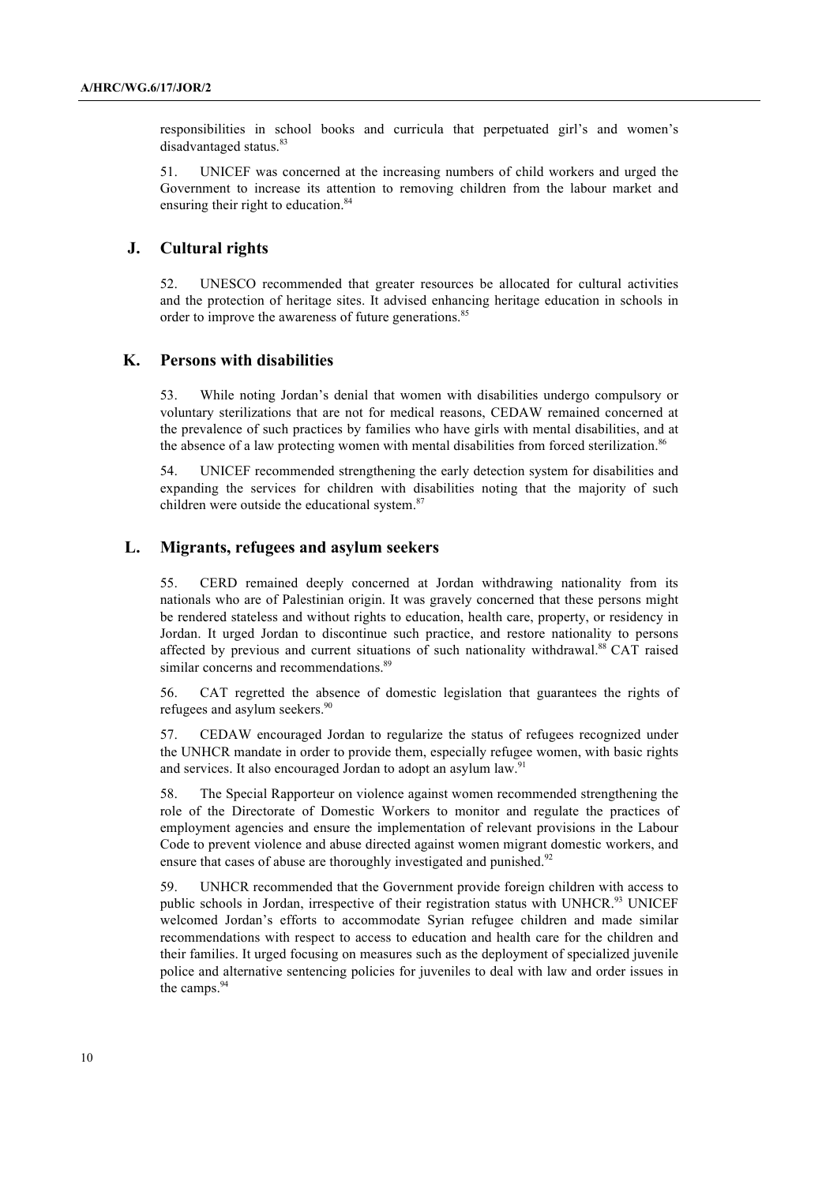responsibilities in school books and curricula that perpetuated girl's and women's disadvantaged status.[83]

51. UNICEF was concerned at the increasing numbers of child workers and urged the Government to increase its attention to removing children from the labour market and ensuring their right to education.[84]

## J. Cultural rights

52. UNESCO recommended that greater resources be allocated for cultural activities and the protection of heritage sites. It advised enhancing heritage education in schools in order to improve the awareness of future generations.[85]

## K. Persons with disabilities

53. While noting Jordan's denial that women with disabilities undergo compulsory or voluntary sterilizations that are not for medical reasons, CEDAW remained concerned at the prevalence of such practices by families who have girls with mental disabilities, and at the absence of a law protecting women with mental disabilities from forced sterilization.[86]

54. UNICEF recommended strengthening the early detection system for disabilities and expanding the services for children with disabilities noting that the majority of such children were outside the educational system.[87]

## L. Migrants, refugees and asylum seekers

55. CERD remained deeply concerned at Jordan withdrawing nationality from its nationals who are of Palestinian origin. It was gravely concerned that these persons might be rendered stateless and without rights to education, health care, property, or residency in Jordan. It urged Jordan to discontinue such practice, and restore nationality to persons affected by previous and current situations of such nationality withdrawal.[88] CAT raised similar concerns and recommendations.[89]

56. CAT regretted the absence of domestic legislation that guarantees the rights of refugees and asylum seekers.[90]

57. CEDAW encouraged Jordan to regularize the status of refugees recognized under the UNHCR mandate in order to provide them, especially refugee women, with basic rights and services. It also encouraged Jordan to adopt an asylum law.[91]

58. The Special Rapporteur on violence against women recommended strengthening the role of the Directorate of Domestic Workers to monitor and regulate the practices of employment agencies and ensure the implementation of relevant provisions in the Labour Code to prevent violence and abuse directed against women migrant domestic workers, and ensure that cases of abuse are thoroughly investigated and punished.[92]

59. UNHCR recommended that the Government provide foreign children with access to public schools in Jordan, irrespective of their registration status with UNHCR.[93] UNICEF welcomed Jordan's efforts to accommodate Syrian refugee children and made similar recommendations with respect to access to education and health care for the children and their families. It urged focusing on measures such as the deployment of specialized juvenile police and alternative sentencing policies for juveniles to deal with law and order issues in the camps.[94]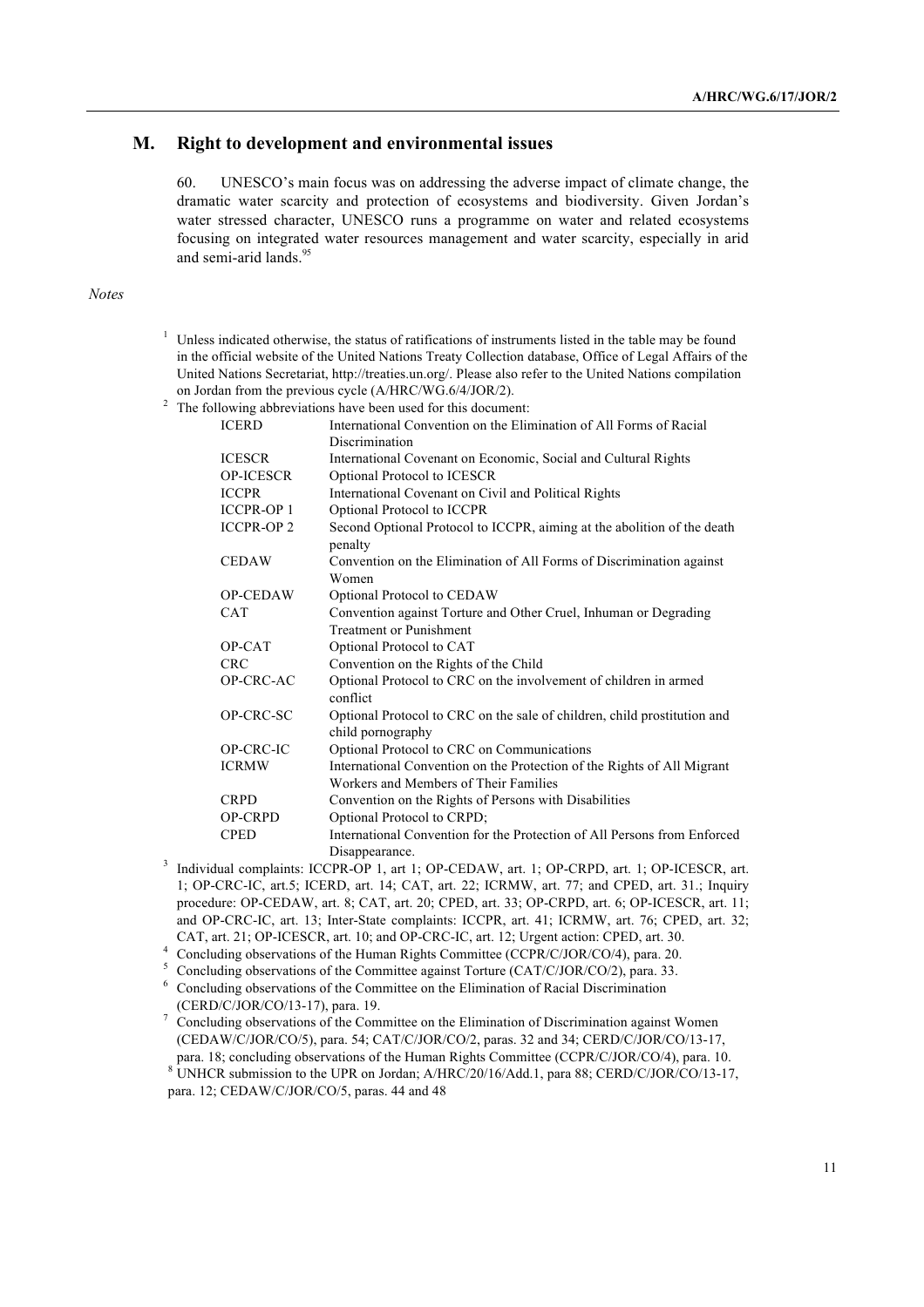## M. Right to development and environmental issues

60. UNESCO's main focus was on addressing the adverse impact of climate change, the dramatic water scarcity and protection of ecosystems and biodiversity. Given Jordan's water stressed character, UNESCO runs a programme on water and related ecosystems focusing on integrated water resources management and water scarcity, especially in arid and semi-arid lands.[95]

*Notes*

[1] Unless indicated otherwise, the status of ratifications of instruments listed in the table may be found in the official website of the United Nations Treaty Collection database, Office of Legal Affairs of the United Nations Secretariat, http://treaties.un.org/. Please also refer to the United Nations compilation on Jordan from the previous cycle (A/HRC/WG.6/4/JOR/2).

[2] The following abbreviations have been used for this document:

| | |
|---|---|
| ICERD | International Convention on the Elimination of All Forms of Racial Discrimination |
| ICESCR | International Covenant on Economic, Social and Cultural Rights |
| OP-ICESCR | Optional Protocol to ICESCR |
| ICCPR | International Covenant on Civil and Political Rights |
| ICCPR-OP 1 | Optional Protocol to ICCPR |
| ICCPR-OP 2 | Second Optional Protocol to ICCPR, aiming at the abolition of the death penalty |
| CEDAW | Convention on the Elimination of All Forms of Discrimination against Women |
| OP-CEDAW | Optional Protocol to CEDAW |
| CAT | Convention against Torture and Other Cruel, Inhuman or Degrading Treatment or Punishment |
| OP-CAT | Optional Protocol to CAT |
| CRC | Convention on the Rights of the Child |
| OP-CRC-AC | Optional Protocol to CRC on the involvement of children in armed conflict |
| OP-CRC-SC | Optional Protocol to CRC on the sale of children, child prostitution and child pornography |
| OP-CRC-IC | Optional Protocol to CRC on Communications |
| ICRMW | International Convention on the Protection of the Rights of All Migrant Workers and Members of Their Families |
| CRPD | Convention on the Rights of Persons with Disabilities |
| OP-CRPD | Optional Protocol to CRPD; |
| CPED | International Convention for the Protection of All Persons from Enforced Disappearance. |

[3] Individual complaints: ICCPR-OP 1, art 1; OP-CEDAW, art. 1; OP-CRPD, art. 1; OP-ICESCR, art. 1; OP-CRC-IC, art.5; ICERD, art. 14; CAT, art. 22; ICRMW, art. 77; and CPED, art. 31.; Inquiry procedure: OP-CEDAW, art. 8; CAT, art. 20; CPED, art. 33; OP-CRPD, art. 6; OP-ICESCR, art. 11; and OP-CRC-IC, art. 13; Inter-State complaints: ICCPR, art. 41; ICRMW, art. 76; CPED, art. 32; CAT, art. 21; OP-ICESCR, art. 10; and OP-CRC-IC, art. 12; Urgent action: CPED, art. 30.

[4] Concluding observations of the Human Rights Committee (CCPR/C/JOR/CO/4), para. 20.

[5] Concluding observations of the Committee against Torture (CAT/C/JOR/CO/2), para. 33.

[6] Concluding observations of the Committee on the Elimination of Racial Discrimination (CERD/C/JOR/CO/13-17), para. 19.

[7] Concluding observations of the Committee on the Elimination of Discrimination against Women (CEDAW/C/JOR/CO/5), para. 54; CAT/C/JOR/CO/2, paras. 32 and 34; CERD/C/JOR/CO/13-17, para. 18; concluding observations of the Human Rights Committee (CCPR/C/JOR/CO/4), para. 10.

[8] UNHCR submission to the UPR on Jordan; A/HRC/20/16/Add.1, para 88; CERD/C/JOR/CO/13-17, para. 12; CEDAW/C/JOR/CO/5, paras. 44 and 48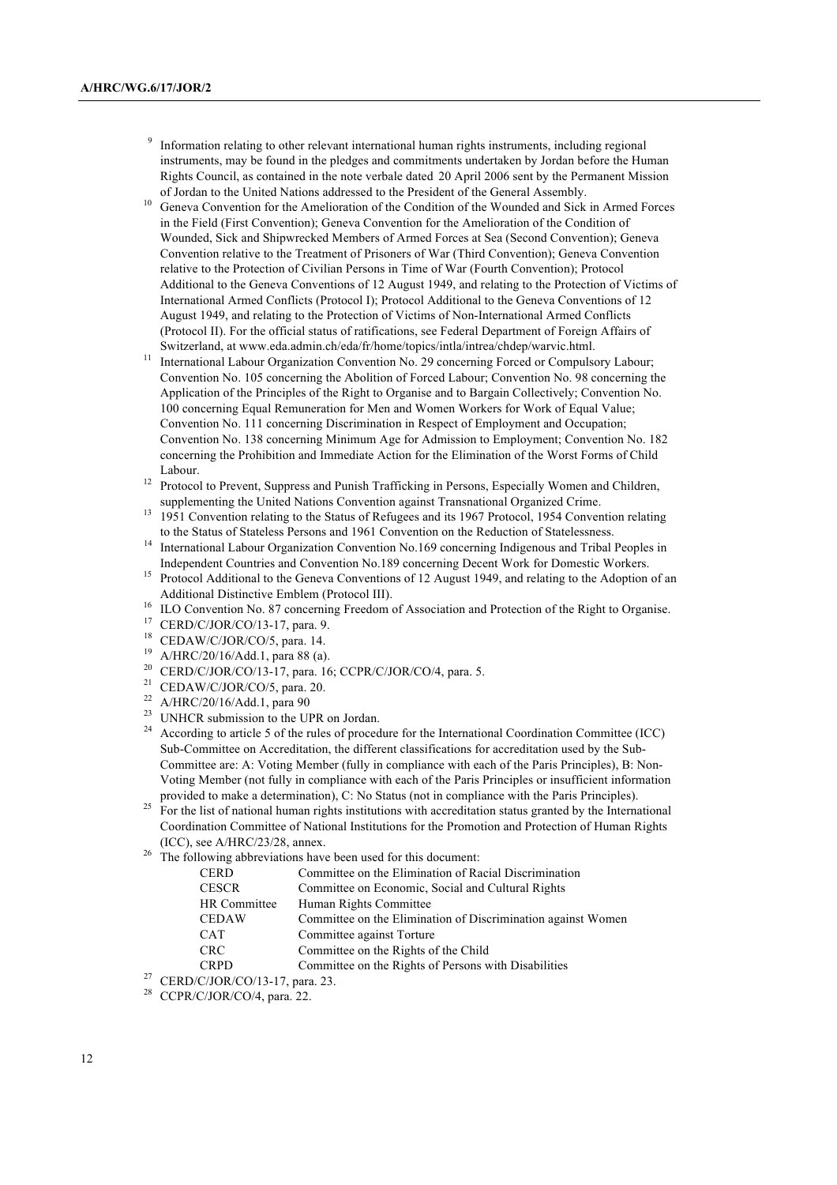[9] Information relating to other relevant international human rights instruments, including regional instruments, may be found in the pledges and commitments undertaken by Jordan before the Human Rights Council, as contained in the note verbale dated 20 April 2006 sent by the Permanent Mission of Jordan to the United Nations addressed to the President of the General Assembly.

[10] Geneva Convention for the Amelioration of the Condition of the Wounded and Sick in Armed Forces in the Field (First Convention); Geneva Convention for the Amelioration of the Condition of Wounded, Sick and Shipwrecked Members of Armed Forces at Sea (Second Convention); Geneva Convention relative to the Treatment of Prisoners of War (Third Convention); Geneva Convention relative to the Protection of Civilian Persons in Time of War (Fourth Convention); Protocol Additional to the Geneva Conventions of 12 August 1949, and relating to the Protection of Victims of International Armed Conflicts (Protocol I); Protocol Additional to the Geneva Conventions of 12 August 1949, and relating to the Protection of Victims of Non-International Armed Conflicts (Protocol II). For the official status of ratifications, see Federal Department of Foreign Affairs of Switzerland, at www.eda.admin.ch/eda/fr/home/topics/intla/intrea/chdep/warvic.html.

[11] International Labour Organization Convention No. 29 concerning Forced or Compulsory Labour; Convention No. 105 concerning the Abolition of Forced Labour; Convention No. 98 concerning the Application of the Principles of the Right to Organise and to Bargain Collectively; Convention No. 100 concerning Equal Remuneration for Men and Women Workers for Work of Equal Value; Convention No. 111 concerning Discrimination in Respect of Employment and Occupation; Convention No. 138 concerning Minimum Age for Admission to Employment; Convention No. 182 concerning the Prohibition and Immediate Action for the Elimination of the Worst Forms of Child Labour.

[12] Protocol to Prevent, Suppress and Punish Trafficking in Persons, Especially Women and Children, supplementing the United Nations Convention against Transnational Organized Crime.

[13] 1951 Convention relating to the Status of Refugees and its 1967 Protocol, 1954 Convention relating to the Status of Stateless Persons and 1961 Convention on the Reduction of Statelessness.

[14] International Labour Organization Convention No.169 concerning Indigenous and Tribal Peoples in Independent Countries and Convention No.189 concerning Decent Work for Domestic Workers.

[15] Protocol Additional to the Geneva Conventions of 12 August 1949, and relating to the Adoption of an Additional Distinctive Emblem (Protocol III).

[16] ILO Convention No. 87 concerning Freedom of Association and Protection of the Right to Organise.

[17] CERD/C/JOR/CO/13-17, para. 9.

[18] CEDAW/C/JOR/CO/5, para. 14.

[19] A/HRC/20/16/Add.1, para 88 (a).

[20] CERD/C/JOR/CO/13-17, para. 16; CCPR/C/JOR/CO/4, para. 5.

[21] CEDAW/C/JOR/CO/5, para. 20.

[22] A/HRC/20/16/Add.1, para 90

[23] UNHCR submission to the UPR on Jordan.

[24] According to article 5 of the rules of procedure for the International Coordination Committee (ICC) Sub-Committee on Accreditation, the different classifications for accreditation used by the Sub-Committee are: A: Voting Member (fully in compliance with each of the Paris Principles), B: Non-Voting Member (not fully in compliance with each of the Paris Principles or insufficient information provided to make a determination), C: No Status (not in compliance with the Paris Principles).

[25] For the list of national human rights institutions with accreditation status granted by the International Coordination Committee of National Institutions for the Promotion and Protection of Human Rights (ICC), see A/HRC/23/28, annex.

[26] The following abbreviations have been used for this document:

| | |
|---|---|
| CERD | Committee on the Elimination of Racial Discrimination |
| CESCR | Committee on Economic, Social and Cultural Rights |
| HR Committee | Human Rights Committee |
| CEDAW | Committee on the Elimination of Discrimination against Women |
| CAT | Committee against Torture |
| CRC | Committee on the Rights of the Child |
| CRPD | Committee on the Rights of Persons with Disabilities |

[27] CERD/C/JOR/CO/13-17, para. 23.

[28] CCPR/C/JOR/CO/4, para. 22.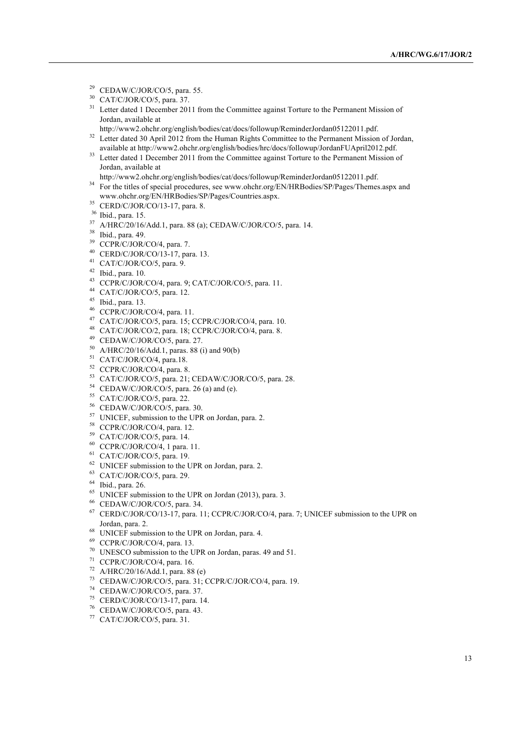[29] CEDAW/C/JOR/CO/5, para. 55.

[30] CAT/C/JOR/CO/5, para. 37.

[31] Letter dated 1 December 2011 from the Committee against Torture to the Permanent Mission of Jordan, available at http://www2.ohchr.org/english/bodies/cat/docs/followup/ReminderJordan05122011.pdf.

[32] Letter dated 30 April 2012 from the Human Rights Committee to the Permanent Mission of Jordan, available at http://www2.ohchr.org/english/bodies/hrc/docs/followup/JordanFUApril2012.pdf.

[33] Letter dated 1 December 2011 from the Committee against Torture to the Permanent Mission of Jordan, available at http://www2.ohchr.org/english/bodies/cat/docs/followup/ReminderJordan05122011.pdf.

[34] For the titles of special procedures, see www.ohchr.org/EN/HRBodies/SP/Pages/Themes.aspx and www.ohchr.org/EN/HRBodies/SP/Pages/Countries.aspx.

[35] CERD/C/JOR/CO/13-17, para. 8.

[36] Ibid., para. 15.

[37] A/HRC/20/16/Add.1, para. 88 (a); CEDAW/C/JOR/CO/5, para. 14.

[38] Ibid., para. 49.

[39] CCPR/C/JOR/CO/4, para. 7.

[40] CERD/C/JOR/CO/13-17, para. 13.

[41] CAT/C/JOR/CO/5, para. 9.

[42] Ibid., para. 10.

[43] CCPR/C/JOR/CO/4, para. 9; CAT/C/JOR/CO/5, para. 11.

[44] CAT/C/JOR/CO/5, para. 12.

[45] Ibid., para. 13.

[46] CCPR/C/JOR/CO/4, para. 11.

[47] CAT/C/JOR/CO/5, para. 15; CCPR/C/JOR/CO/4, para. 10.

[48] CAT/C/JOR/CO/2, para. 18; CCPR/C/JOR/CO/4, para. 8.

[49] CEDAW/C/JOR/CO/5, para. 27.

[50] A/HRC/20/16/Add.1, paras. 88 (i) and 90(b)

[51] CAT/C/JOR/CO/4, para.18.

[52] CCPR/C/JOR/CO/4, para. 8.

[53] CAT/C/JOR/CO/5, para. 21; CEDAW/C/JOR/CO/5, para. 28.

[54] CEDAW/C/JOR/CO/5, para. 26 (a) and (e).

[55] CAT/C/JOR/CO/5, para. 22.

[56] CEDAW/C/JOR/CO/5, para. 30.

[57] UNICEF, submission to the UPR on Jordan, para. 2.

[58] CCPR/C/JOR/CO/4, para. 12.

[59] CAT/C/JOR/CO/5, para. 14.

[60] CCPR/C/JOR/CO/4, 1 para. 11.

[61] CAT/C/JOR/CO/5, para. 19.

[62] UNICEF submission to the UPR on Jordan, para. 2.

[63] CAT/C/JOR/CO/5, para. 29.

[64] Ibid., para. 26.

[65] UNICEF submission to the UPR on Jordan (2013), para. 3.

[66] CEDAW/C/JOR/CO/5, para. 34.

[67] CERD/C/JOR/CO/13-17, para. 11; CCPR/C/JOR/CO/4, para. 7; UNICEF submission to the UPR on Jordan, para. 2.

[68] UNICEF submission to the UPR on Jordan, para. 4.

[69] CCPR/C/JOR/CO/4, para. 13.

[70] UNESCO submission to the UPR on Jordan, paras. 49 and 51.

[71] CCPR/C/JOR/CO/4, para. 16.

[72] A/HRC/20/16/Add.1, para. 88 (e)

[73] CEDAW/C/JOR/CO/5, para. 31; CCPR/C/JOR/CO/4, para. 19.

[74] CEDAW/C/JOR/CO/5, para. 37.

[75] CERD/C/JOR/CO/13-17, para. 14.

[76] CEDAW/C/JOR/CO/5, para. 43.

[77] CAT/C/JOR/CO/5, para. 31.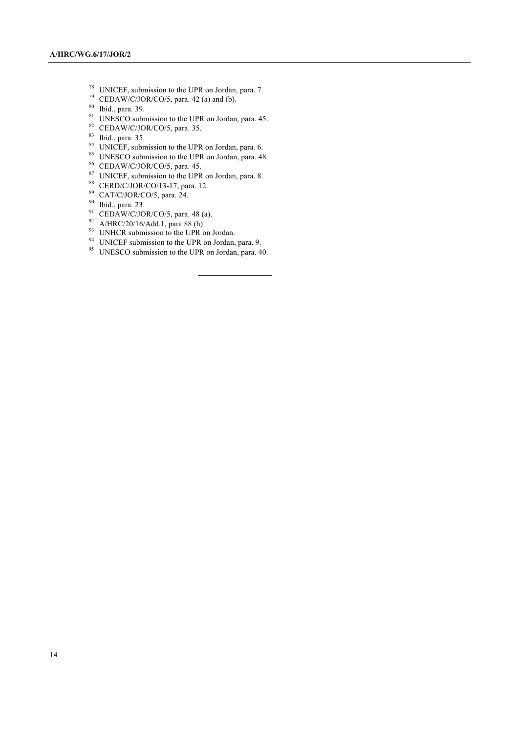[78] UNICEF, submission to the UPR on Jordan, para. 7.
[79] CEDAW/C/JOR/CO/5, para. 42 (a) and (b).
[80] Ibid., para. 39.
[81] UNESCO submission to the UPR on Jordan, para. 45.
[82] CEDAW/C/JOR/CO/5, para. 35.
[83] Ibid., para. 35.
[84] UNICEF, submission to the UPR on Jordan, para. 6.
[85] UNESCO submission to the UPR on Jordan, para. 48.
[86] CEDAW/C/JOR/CO/5, para. 45.
[87] UNICEF, submission to the UPR on Jordan, para. 8.
[88] CERD/C/JOR/CO/13-17, para. 12.
[89] CAT/C/JOR/CO/5, para. 24.
[90] Ibid., para. 23.
[91] CEDAW/C/JOR/CO/5, para. 48 (a).
[92] A/HRC/20/16/Add.1, para 88 (h).
[93] UNHCR submission to the UPR on Jordan.
[94] UNICEF submission to the UPR on Jordan, para. 9.
[95] UNESCO submission to the UPR on Jordan, para. 40.